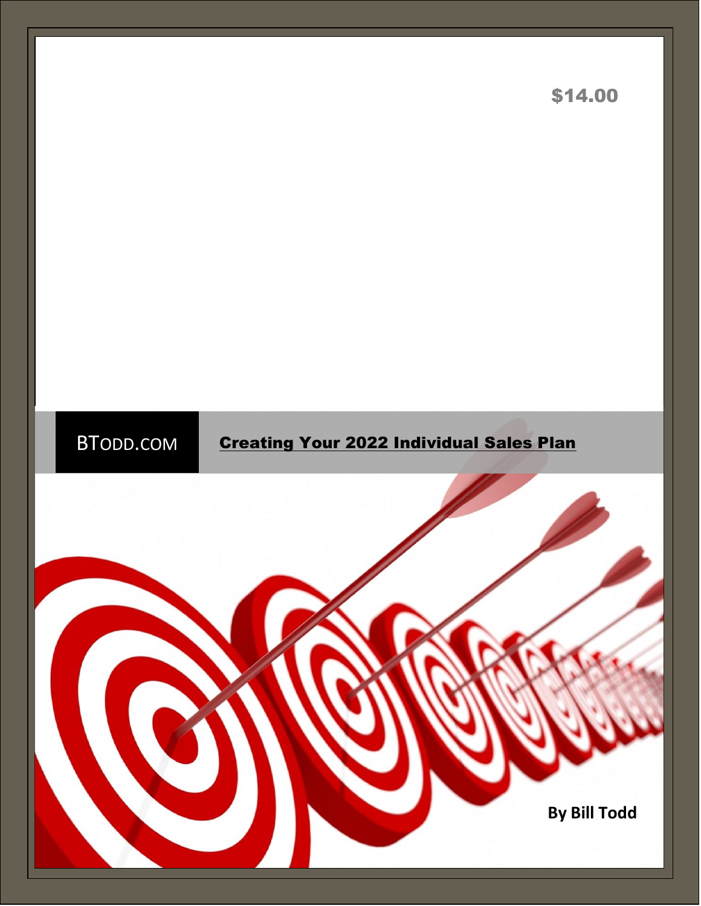$14.00

BTODD.COM

# Creating Your 2022 Individual Sales Plan

**By Bill Todd**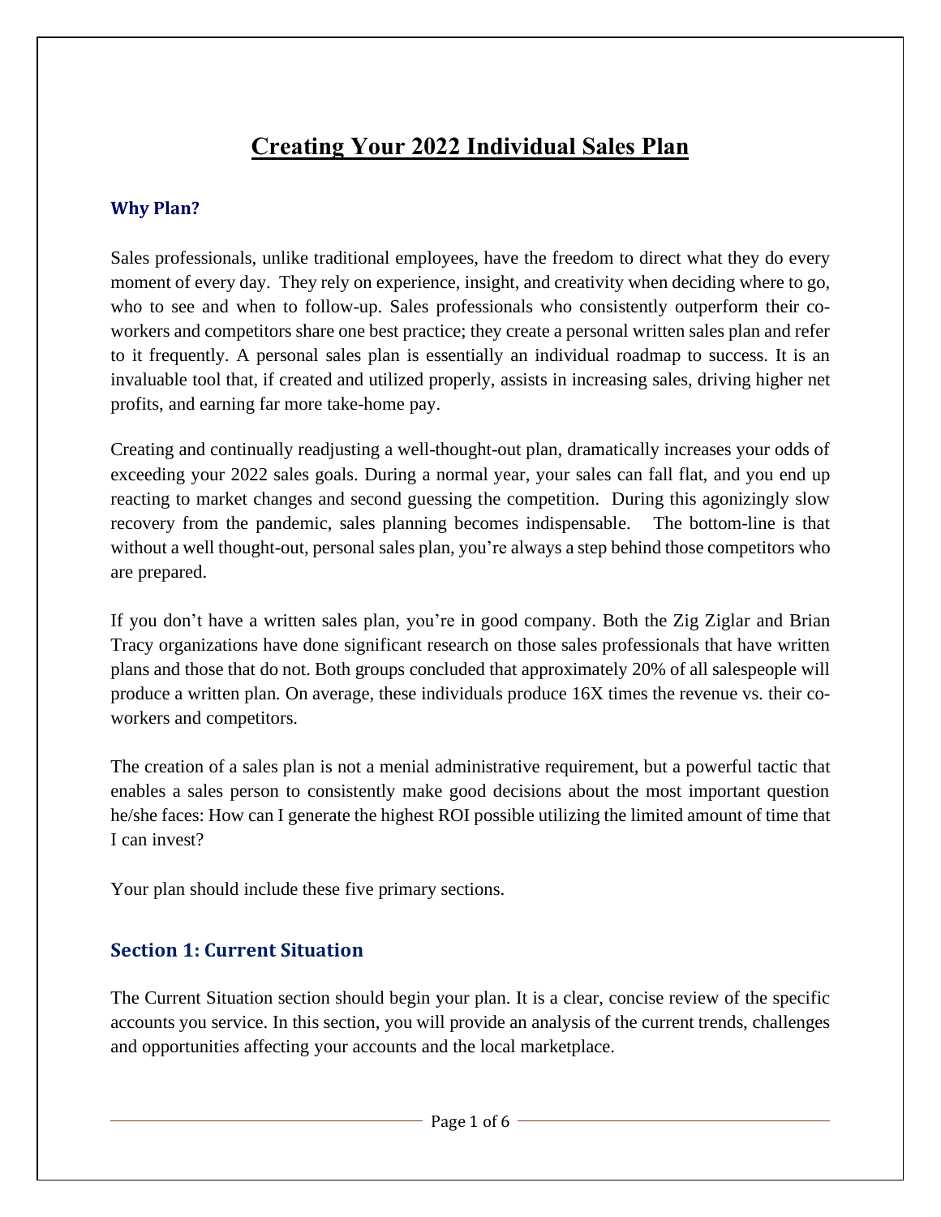# Creating Your 2022 Individual Sales Plan

### Why Plan?

Sales professionals, unlike traditional employees, have the freedom to direct what they do every moment of every day. They rely on experience, insight, and creativity when deciding where to go, who to see and when to follow-up. Sales professionals who consistently outperform their co-workers and competitors share one best practice; they create a personal written sales plan and refer to it frequently. A personal sales plan is essentially an individual roadmap to success. It is an invaluable tool that, if created and utilized properly, assists in increasing sales, driving higher net profits, and earning far more take-home pay.

Creating and continually readjusting a well-thought-out plan, dramatically increases your odds of exceeding your 2022 sales goals. During a normal year, your sales can fall flat, and you end up reacting to market changes and second guessing the competition. During this agonizingly slow recovery from the pandemic, sales planning becomes indispensable. The bottom-line is that without a well thought-out, personal sales plan, you're always a step behind those competitors who are prepared.

If you don't have a written sales plan, you're in good company. Both the Zig Ziglar and Brian Tracy organizations have done significant research on those sales professionals that have written plans and those that do not. Both groups concluded that approximately 20% of all salespeople will produce a written plan. On average, these individuals produce 16X times the revenue vs. their co-workers and competitors.

The creation of a sales plan is not a menial administrative requirement, but a powerful tactic that enables a sales person to consistently make good decisions about the most important question he/she faces: How can I generate the highest ROI possible utilizing the limited amount of time that I can invest?

Your plan should include these five primary sections.

## Section 1: Current Situation

The Current Situation section should begin your plan. It is a clear, concise review of the specific accounts you service. In this section, you will provide an analysis of the current trends, challenges and opportunities affecting your accounts and the local marketplace.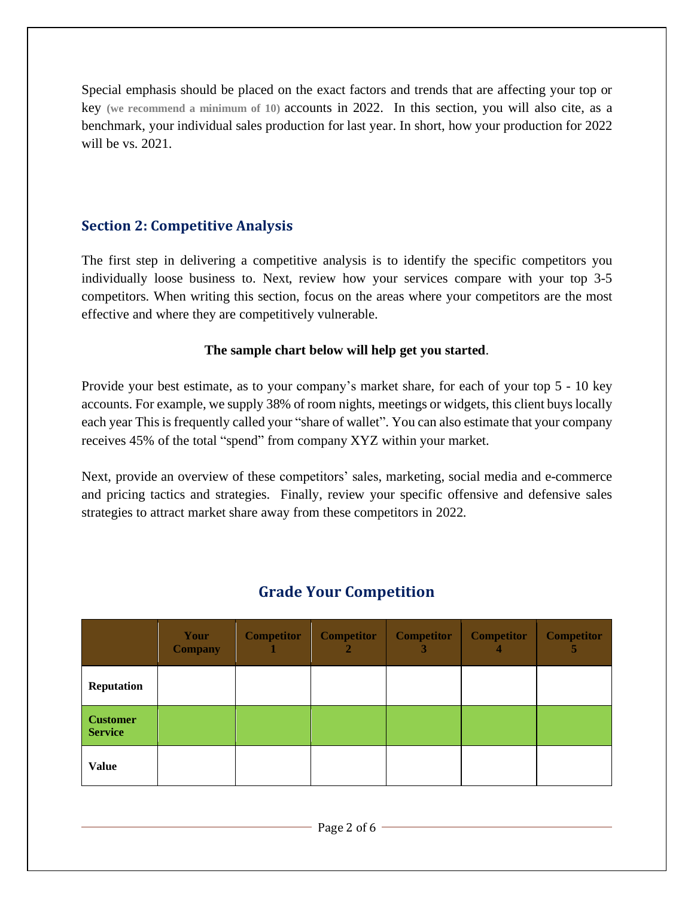Special emphasis should be placed on the exact factors and trends that are affecting your top or key **(we recommend a minimum of 10)** accounts in 2022. In this section, you will also cite, as a benchmark, your individual sales production for last year. In short, how your production for 2022 will be vs. 2021.

## Section 2: Competitive Analysis

The first step in delivering a competitive analysis is to identify the specific competitors you individually loose business to. Next, review how your services compare with your top 3-5 competitors. When writing this section, focus on the areas where your competitors are the most effective and where they are competitively vulnerable.

**The sample chart below will help get you started**.

Provide your best estimate, as to your company's market share, for each of your top 5 - 10 key accounts. For example, we supply 38% of room nights, meetings or widgets, this client buys locally each year This is frequently called your "share of wallet". You can also estimate that your company receives 45% of the total "spend" from company XYZ within your market.

Next, provide an overview of these competitors' sales, marketing, social media and e-commerce and pricing tactics and strategies. Finally, review your specific offensive and defensive sales strategies to attract market share away from these competitors in 2022.

## Grade Your Competition

| | Your Company | Competitor 1 | Competitor 2 | Competitor 3 | Competitor 4 | Competitor 5 |
|---|---|---|---|---|---|---|
| **Reputation** | | | | | | |
| **Customer Service** | | | | | | |
| **Value** | | | | | | |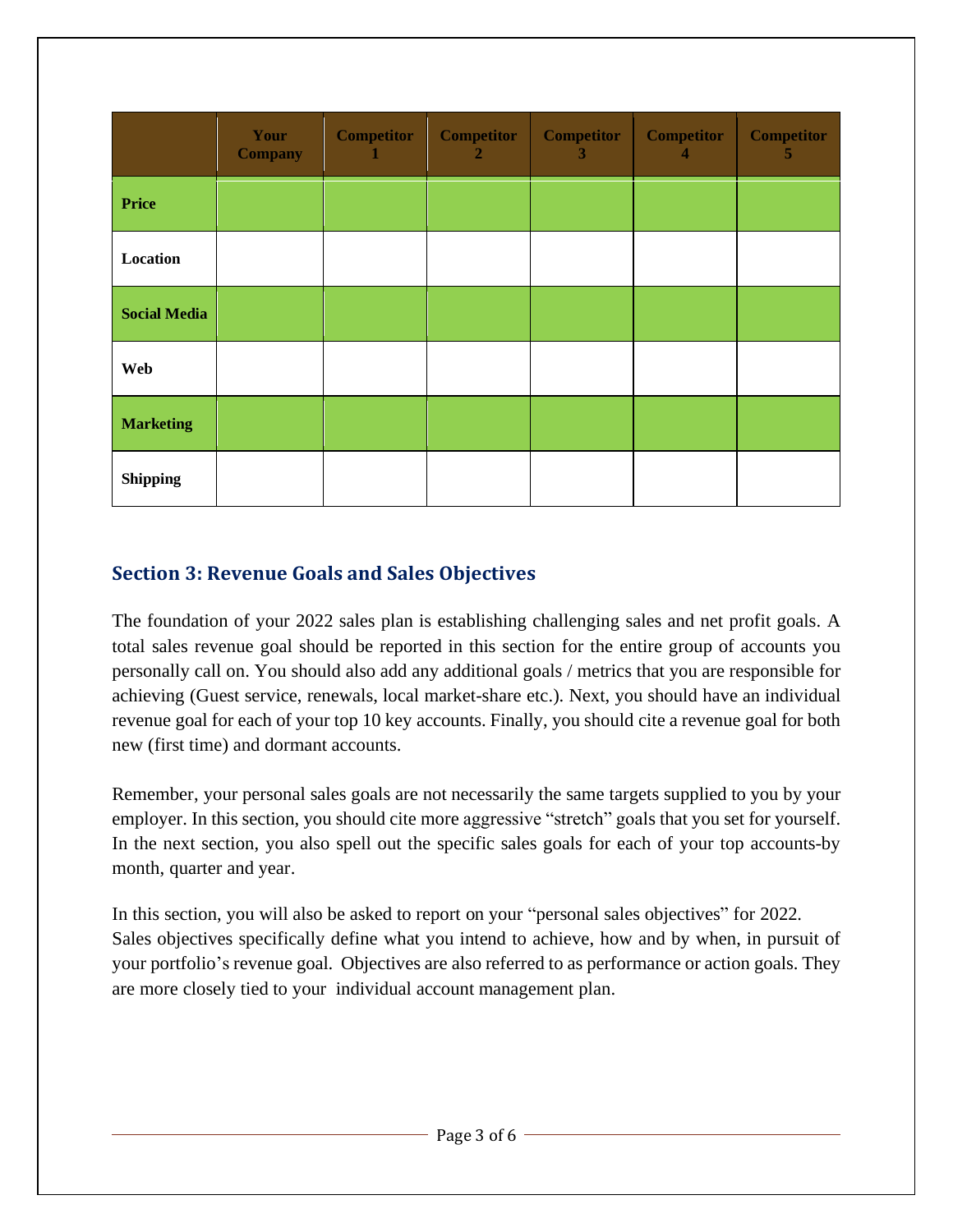| | Your Company | Competitor 1 | Competitor 2 | Competitor 3 | Competitor 4 | Competitor 5 |
|---|---|---|---|---|---|---|
| **Price** | | | | | | |
| **Location** | | | | | | |
| **Social Media** | | | | | | |
| **Web** | | | | | | |
| **Marketing** | | | | | | |
| **Shipping** | | | | | | |

## Section 3: Revenue Goals and Sales Objectives

The foundation of your 2022 sales plan is establishing challenging sales and net profit goals. A total sales revenue goal should be reported in this section for the entire group of accounts you personally call on. You should also add any additional goals / metrics that you are responsible for achieving (Guest service, renewals, local market-share etc.). Next, you should have an individual revenue goal for each of your top 10 key accounts. Finally, you should cite a revenue goal for both new (first time) and dormant accounts.

Remember, your personal sales goals are not necessarily the same targets supplied to you by your employer. In this section, you should cite more aggressive "stretch" goals that you set for yourself. In the next section, you also spell out the specific sales goals for each of your top accounts-by month, quarter and year.

In this section, you will also be asked to report on your "personal sales objectives" for 2022. Sales objectives specifically define what you intend to achieve, how and by when, in pursuit of your portfolio's revenue goal. Objectives are also referred to as performance or action goals. They are more closely tied to your individual account management plan.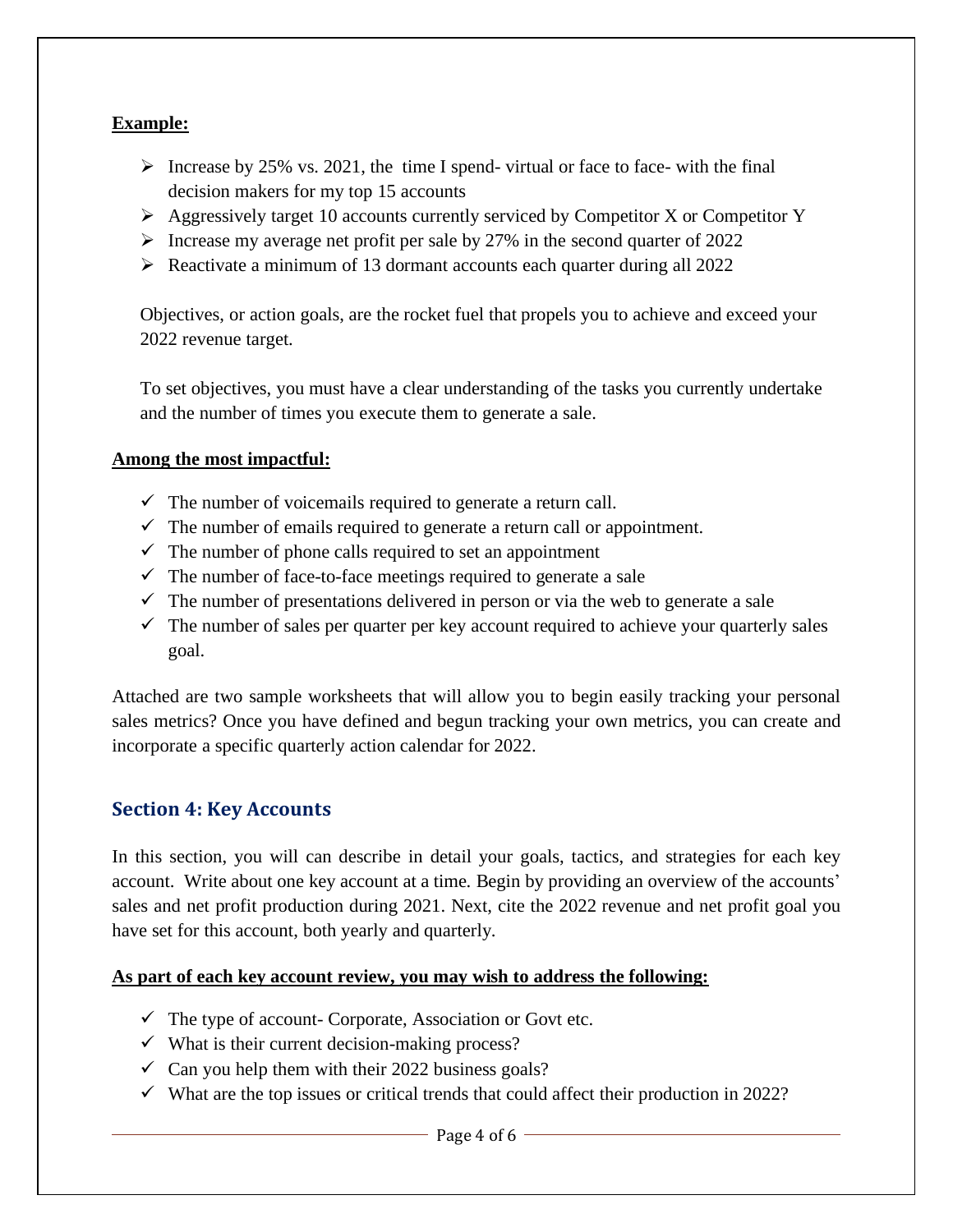**Example:**

- Increase by 25% vs. 2021, the time I spend- virtual or face to face- with the final decision makers for my top 15 accounts
- Aggressively target 10 accounts currently serviced by Competitor X or Competitor Y
- Increase my average net profit per sale by 27% in the second quarter of 2022
- Reactivate a minimum of 13 dormant accounts each quarter during all 2022

Objectives, or action goals, are the rocket fuel that propels you to achieve and exceed your 2022 revenue target.

To set objectives, you must have a clear understanding of the tasks you currently undertake and the number of times you execute them to generate a sale.

**Among the most impactful:**

- ✓ The number of voicemails required to generate a return call.
- ✓ The number of emails required to generate a return call or appointment.
- ✓ The number of phone calls required to set an appointment
- ✓ The number of face-to-face meetings required to generate a sale
- ✓ The number of presentations delivered in person or via the web to generate a sale
- ✓ The number of sales per quarter per key account required to achieve your quarterly sales goal.

Attached are two sample worksheets that will allow you to begin easily tracking your personal sales metrics? Once you have defined and begun tracking your own metrics, you can create and incorporate a specific quarterly action calendar for 2022.

## Section 4: Key Accounts

In this section, you will can describe in detail your goals, tactics, and strategies for each key account. Write about one key account at a time. Begin by providing an overview of the accounts' sales and net profit production during 2021. Next, cite the 2022 revenue and net profit goal you have set for this account, both yearly and quarterly.

**As part of each key account review, you may wish to address the following:**

- ✓ The type of account- Corporate, Association or Govt etc.
- ✓ What is their current decision-making process?
- ✓ Can you help them with their 2022 business goals?
- ✓ What are the top issues or critical trends that could affect their production in 2022?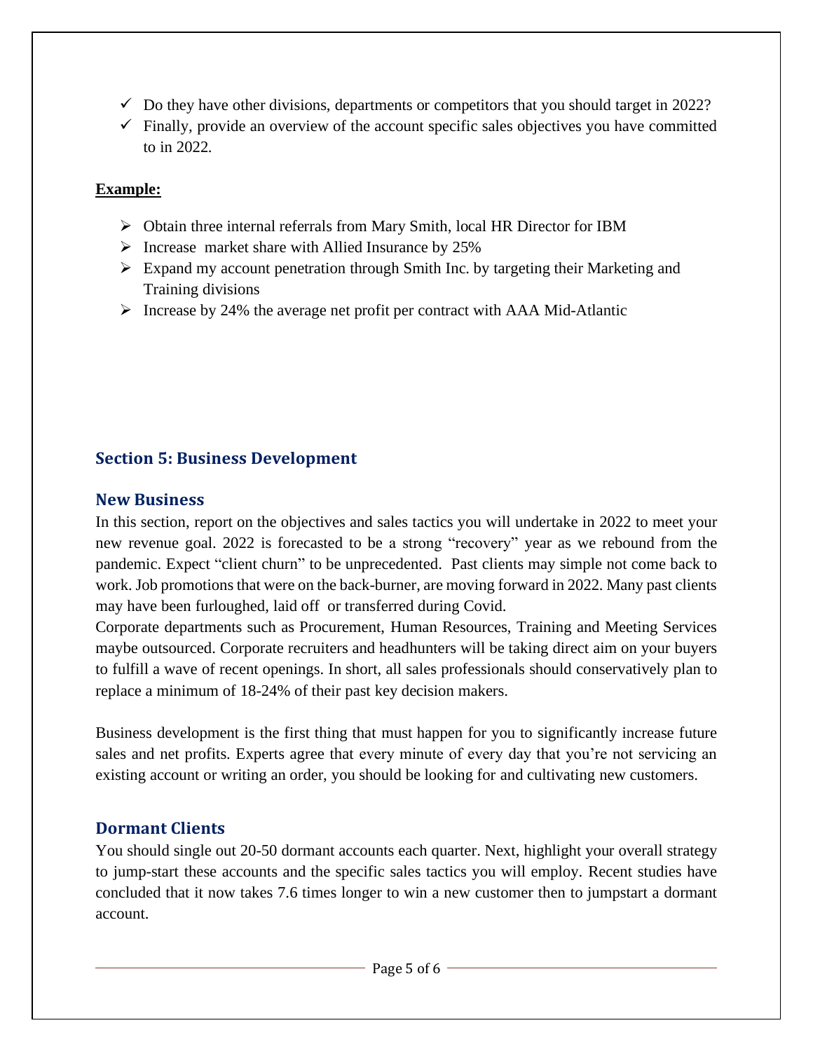- ✓ Do they have other divisions, departments or competitors that you should target in 2022?
- ✓ Finally, provide an overview of the account specific sales objectives you have committed to in 2022.

**Example:**

- ➢ Obtain three internal referrals from Mary Smith, local HR Director for IBM
- ➢ Increase market share with Allied Insurance by 25%
- ➢ Expand my account penetration through Smith Inc. by targeting their Marketing and Training divisions
- ➢ Increase by 24% the average net profit per contract with AAA Mid-Atlantic

## Section 5: Business Development

### New Business

In this section, report on the objectives and sales tactics you will undertake in 2022 to meet your new revenue goal. 2022 is forecasted to be a strong "recovery" year as we rebound from the pandemic. Expect "client churn" to be unprecedented. Past clients may simple not come back to work. Job promotions that were on the back-burner, are moving forward in 2022. Many past clients may have been furloughed, laid off or transferred during Covid.
Corporate departments such as Procurement, Human Resources, Training and Meeting Services maybe outsourced. Corporate recruiters and headhunters will be taking direct aim on your buyers to fulfill a wave of recent openings. In short, all sales professionals should conservatively plan to replace a minimum of 18-24% of their past key decision makers.

Business development is the first thing that must happen for you to significantly increase future sales and net profits. Experts agree that every minute of every day that you're not servicing an existing account or writing an order, you should be looking for and cultivating new customers.

### Dormant Clients

You should single out 20-50 dormant accounts each quarter. Next, highlight your overall strategy to jump-start these accounts and the specific sales tactics you will employ. Recent studies have concluded that it now takes 7.6 times longer to win a new customer then to jumpstart a dormant account.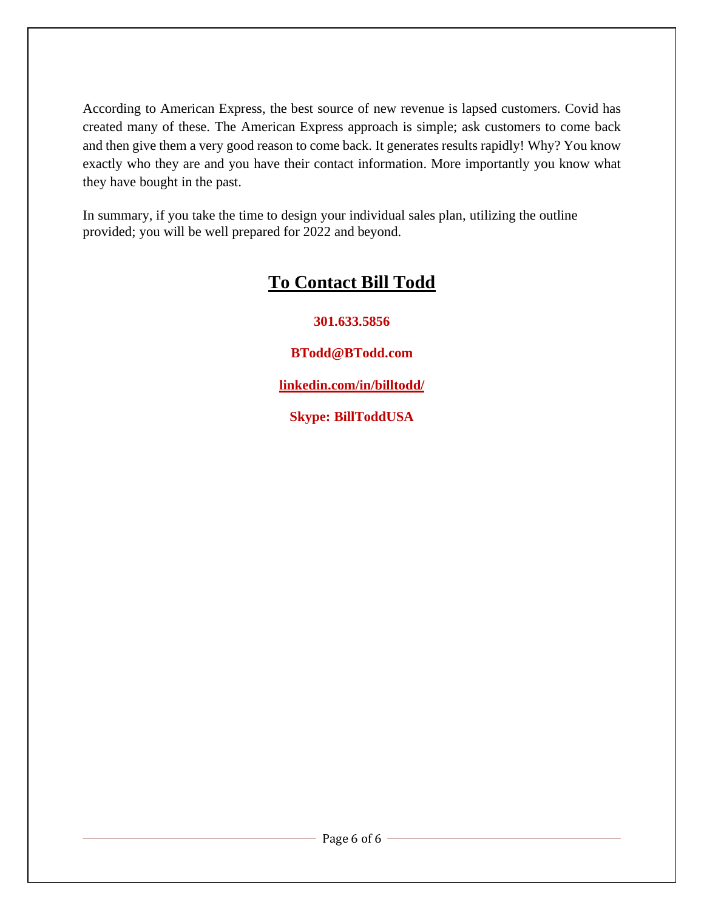According to American Express, the best source of new revenue is lapsed customers. Covid has created many of these. The American Express approach is simple; ask customers to come back and then give them a very good reason to come back. It generates results rapidly! Why? You know exactly who they are and you have their contact information. More importantly you know what they have bought in the past.

In summary, if you take the time to design your individual sales plan, utilizing the outline provided; you will be well prepared for 2022 and beyond.

## To Contact Bill Todd

**301.633.5856**

**BTodd@BTodd.com**

**linkedin.com/in/billtodd/**

**Skype: BillToddUSA**